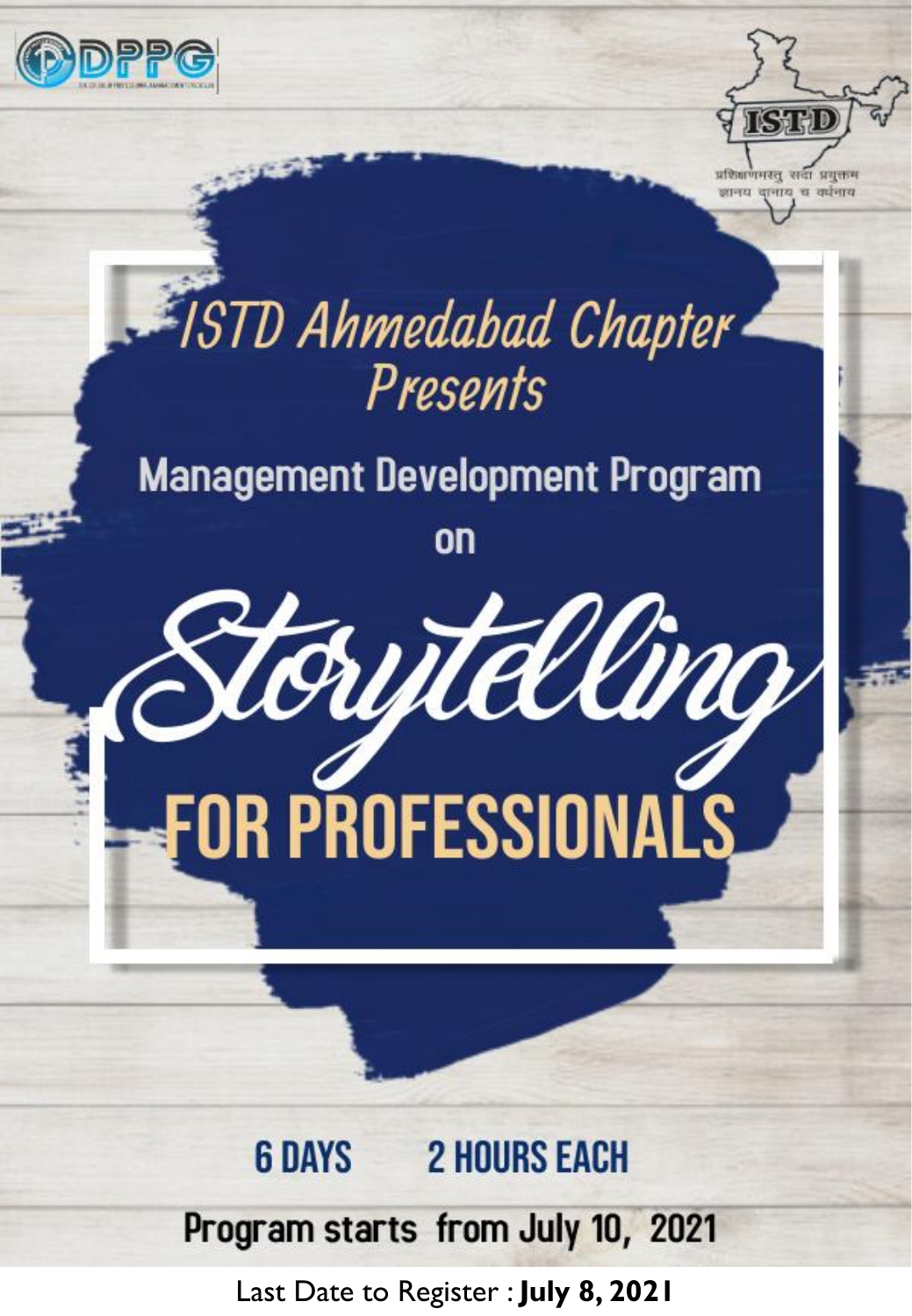DPPG

ISTD

प्रशिक्षणमस्तु सदा प्रयुक्तम
ज्ञानाय दानाय च वर्धनाय

*ISTD Ahmedabad Chapter Presents*

## Management Development Program

on

# Storytelling FOR PROFESSIONALS

**6 DAYS 2 HOURS EACH**

**Program starts from July 10, 2021**

Last Date to Register : **July 8, 2021**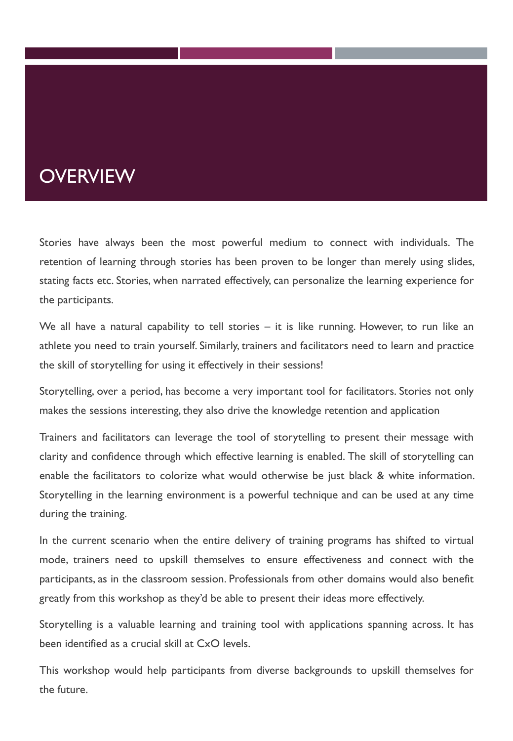# OVERVIEW

Stories have always been the most powerful medium to connect with individuals. The retention of learning through stories has been proven to be longer than merely using slides, stating facts etc. Stories, when narrated effectively, can personalize the learning experience for the participants.

We all have a natural capability to tell stories – it is like running. However, to run like an athlete you need to train yourself. Similarly, trainers and facilitators need to learn and practice the skill of storytelling for using it effectively in their sessions!

Storytelling, over a period, has become a very important tool for facilitators. Stories not only makes the sessions interesting, they also drive the knowledge retention and application

Trainers and facilitators can leverage the tool of storytelling to present their message with clarity and confidence through which effective learning is enabled. The skill of storytelling can enable the facilitators to colorize what would otherwise be just black & white information. Storytelling in the learning environment is a powerful technique and can be used at any time during the training.

In the current scenario when the entire delivery of training programs has shifted to virtual mode, trainers need to upskill themselves to ensure effectiveness and connect with the participants, as in the classroom session. Professionals from other domains would also benefit greatly from this workshop as they'd be able to present their ideas more effectively.

Storytelling is a valuable learning and training tool with applications spanning across. It has been identified as a crucial skill at CxO levels.

This workshop would help participants from diverse backgrounds to upskill themselves for the future.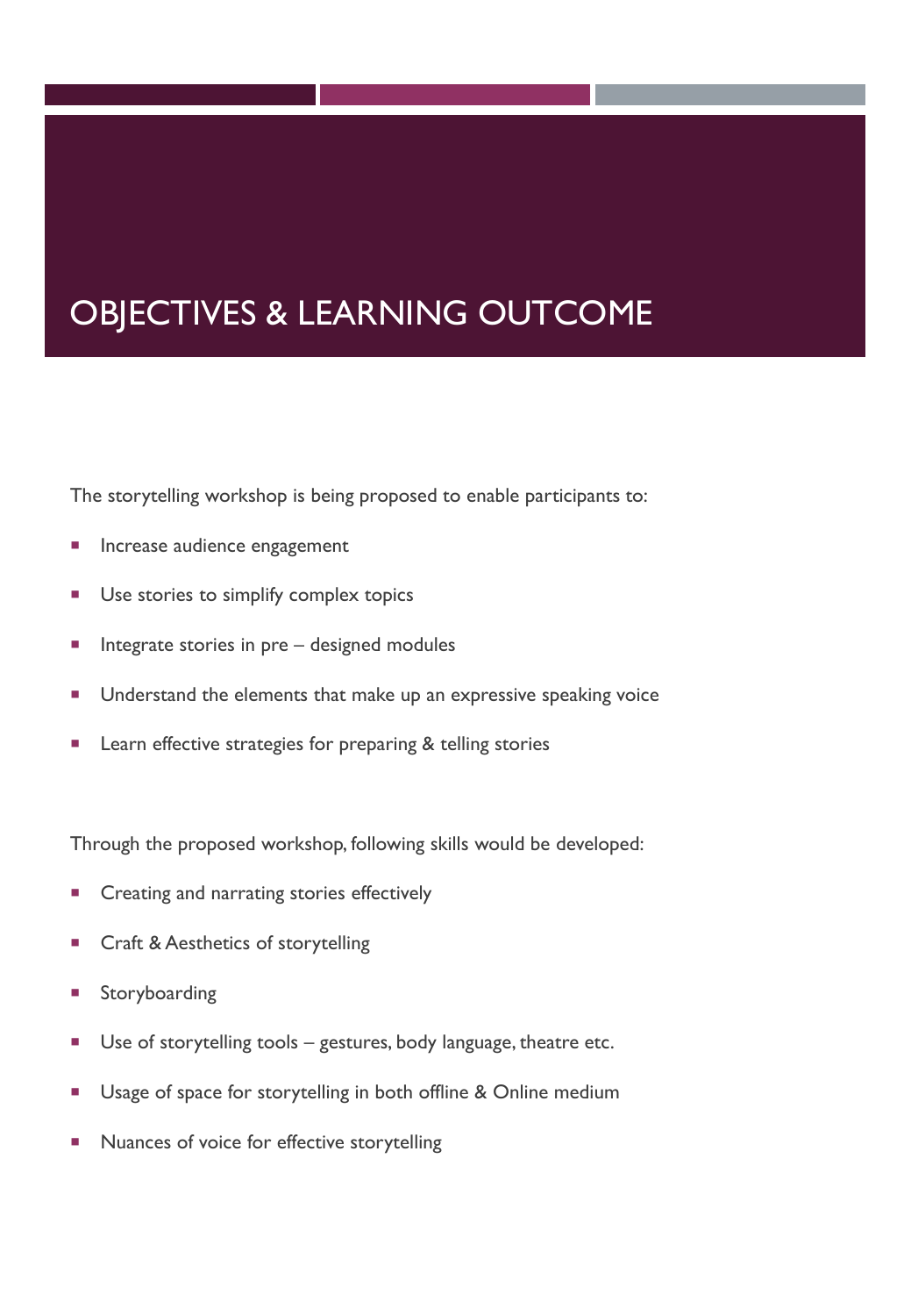# OBJECTIVES & LEARNING OUTCOME

The storytelling workshop is being proposed to enable participants to:

- Increase audience engagement
- Use stories to simplify complex topics
- Integrate stories in pre – designed modules
- Understand the elements that make up an expressive speaking voice
- Learn effective strategies for preparing & telling stories

Through the proposed workshop, following skills would be developed:

- Creating and narrating stories effectively
- Craft & Aesthetics of storytelling
- Storyboarding
- Use of storytelling tools – gestures, body language, theatre etc.
- Usage of space for storytelling in both offline & Online medium
- Nuances of voice for effective storytelling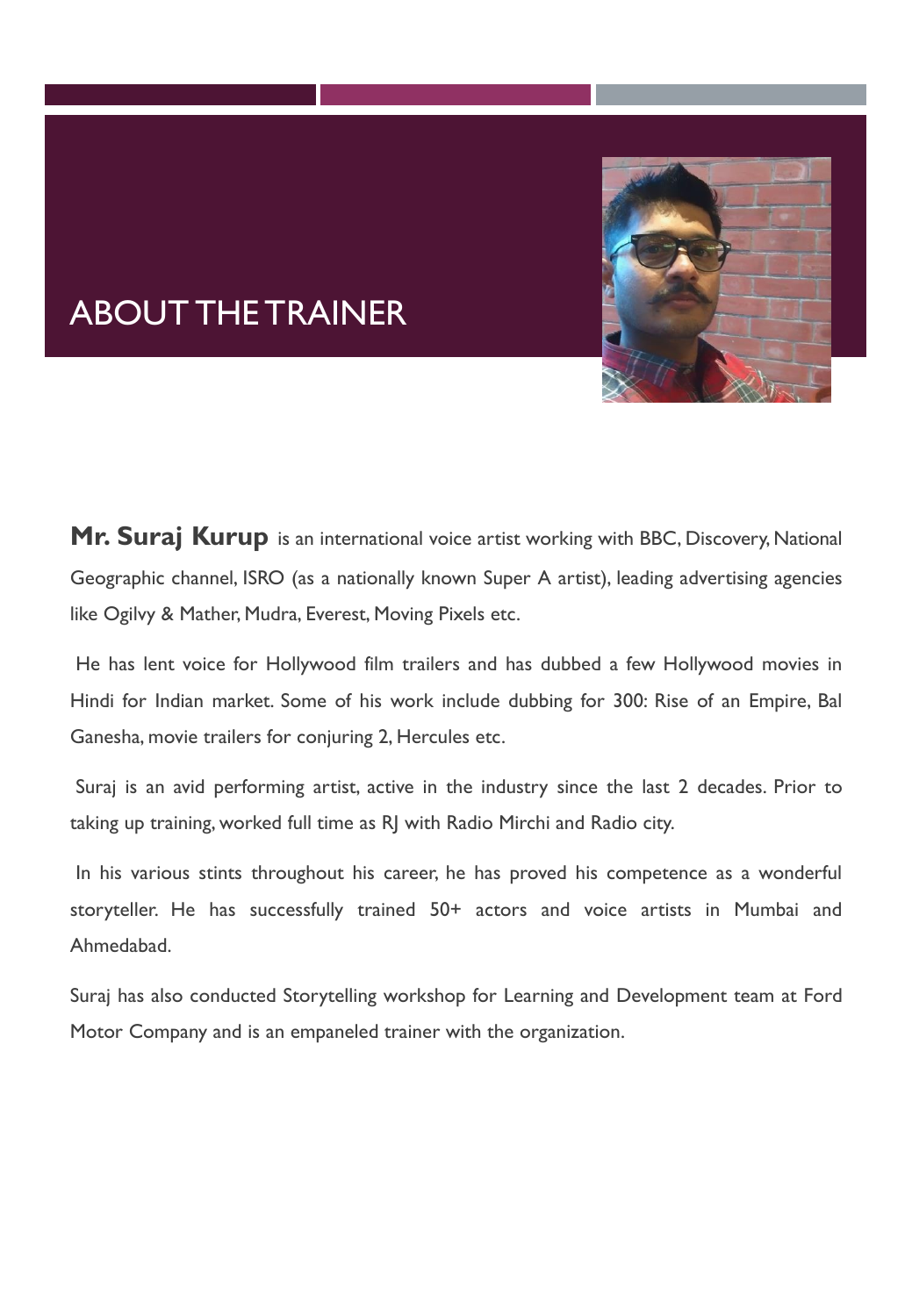# ABOUT THE TRAINER

**Mr. Suraj Kurup** is an international voice artist working with BBC, Discovery, National Geographic channel, ISRO (as a nationally known Super A artist), leading advertising agencies like Ogilvy & Mather, Mudra, Everest, Moving Pixels etc.

He has lent voice for Hollywood film trailers and has dubbed a few Hollywood movies in Hindi for Indian market. Some of his work include dubbing for 300: Rise of an Empire, Bal Ganesha, movie trailers for conjuring 2, Hercules etc.

Suraj is an avid performing artist, active in the industry since the last 2 decades. Prior to taking up training, worked full time as RJ with Radio Mirchi and Radio city.

In his various stints throughout his career, he has proved his competence as a wonderful storyteller. He has successfully trained 50+ actors and voice artists in Mumbai and Ahmedabad.

Suraj has also conducted Storytelling workshop for Learning and Development team at Ford Motor Company and is an empaneled trainer with the organization.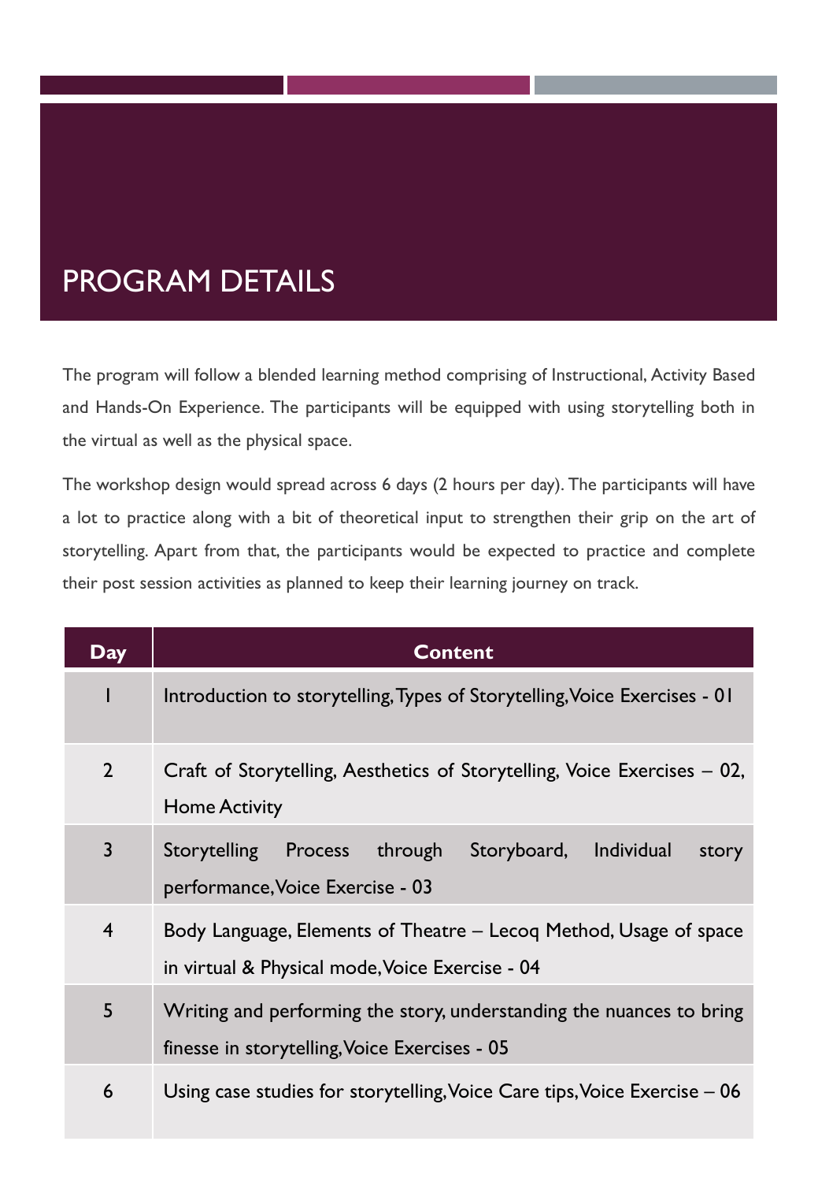# PROGRAM DETAILS

The program will follow a blended learning method comprising of Instructional, Activity Based and Hands-On Experience. The participants will be equipped with using storytelling both in the virtual as well as the physical space.

The workshop design would spread across 6 days (2 hours per day). The participants will have a lot to practice along with a bit of theoretical input to strengthen their grip on the art of storytelling. Apart from that, the participants would be expected to practice and complete their post session activities as planned to keep their learning journey on track.

| Day | Content |
|---|---|
| 1 | Introduction to storytelling, Types of Storytelling, Voice Exercises - 01 |
| 2 | Craft of Storytelling, Aesthetics of Storytelling, Voice Exercises – 02, Home Activity |
| 3 | Storytelling Process through Storyboard, Individual story performance, Voice Exercise - 03 |
| 4 | Body Language, Elements of Theatre – Lecoq Method, Usage of space in virtual & Physical mode, Voice Exercise - 04 |
| 5 | Writing and performing the story, understanding the nuances to bring finesse in storytelling, Voice Exercises - 05 |
| 6 | Using case studies for storytelling, Voice Care tips, Voice Exercise – 06 |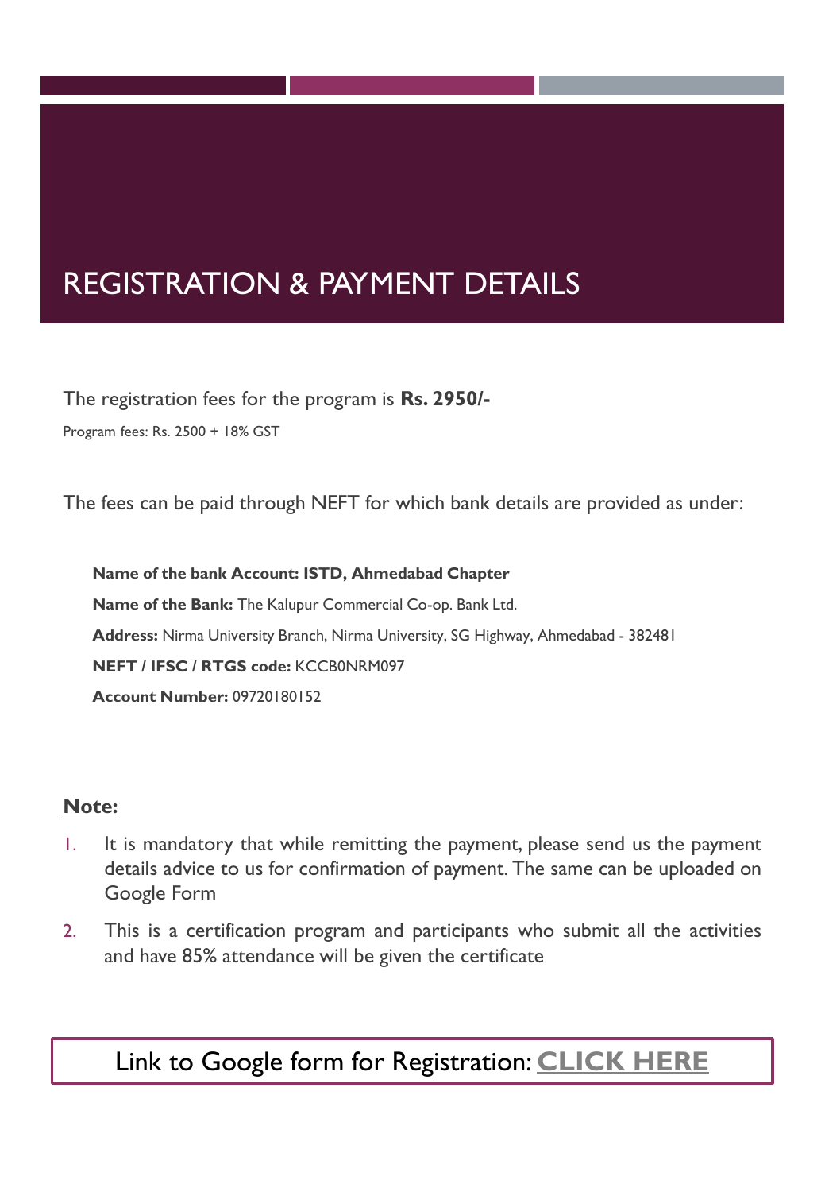# REGISTRATION & PAYMENT DETAILS

The registration fees for the program is **Rs. 2950/-**

Program fees: Rs. 2500 + 18% GST

The fees can be paid through NEFT for which bank details are provided as under:

**Name of the bank Account: ISTD, Ahmedabad Chapter**

**Name of the Bank:** The Kalupur Commercial Co-op. Bank Ltd.

**Address:** Nirma University Branch, Nirma University, SG Highway, Ahmedabad - 382481

**NEFT / IFSC / RTGS code:** KCCB0NRM097

**Account Number:** 09720180152

**Note:**

1. It is mandatory that while remitting the payment, please send us the payment details advice to us for confirmation of payment. The same can be uploaded on Google Form
2. This is a certification program and participants who submit all the activities and have 85% attendance will be given the certificate

Link to Google form for Registration: **CLICK HERE**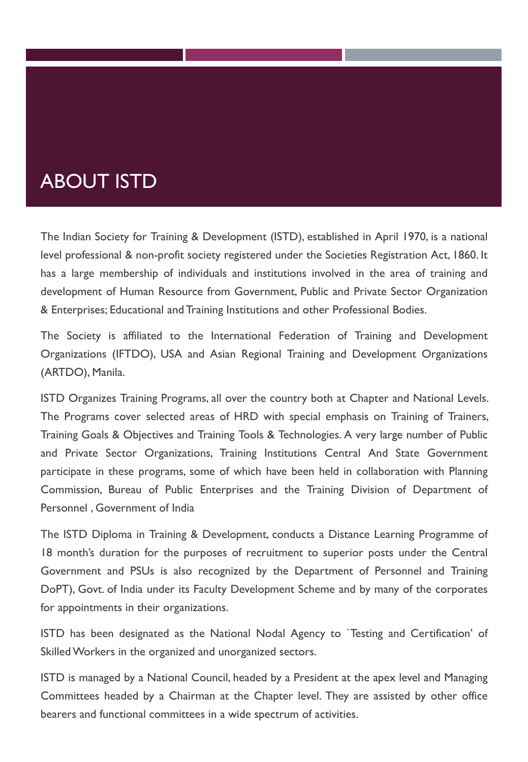# ABOUT ISTD

The Indian Society for Training & Development (ISTD), established in April 1970, is a national level professional & non-profit society registered under the Societies Registration Act, 1860. It has a large membership of individuals and institutions involved in the area of training and development of Human Resource from Government, Public and Private Sector Organization & Enterprises; Educational and Training Institutions and other Professional Bodies.

The Society is affiliated to the International Federation of Training and Development Organizations (IFTDO), USA and Asian Regional Training and Development Organizations (ARTDO), Manila.

ISTD Organizes Training Programs, all over the country both at Chapter and National Levels. The Programs cover selected areas of HRD with special emphasis on Training of Trainers, Training Goals & Objectives and Training Tools & Technologies. A very large number of Public and Private Sector Organizations, Training Institutions Central And State Government participate in these programs, some of which have been held in collaboration with Planning Commission, Bureau of Public Enterprises and the Training Division of Department of Personnel , Government of India

The ISTD Diploma in Training & Development, conducts a Distance Learning Programme of 18 month's duration for the purposes of recruitment to superior posts under the Central Government and PSUs is also recognized by the Department of Personnel and Training DoPT), Govt. of India under its Faculty Development Scheme and by many of the corporates for appointments in their organizations.

ISTD has been designated as the National Nodal Agency to `Testing and Certification' of Skilled Workers in the organized and unorganized sectors.

ISTD is managed by a National Council, headed by a President at the apex level and Managing Committees headed by a Chairman at the Chapter level. They are assisted by other office bearers and functional committees in a wide spectrum of activities.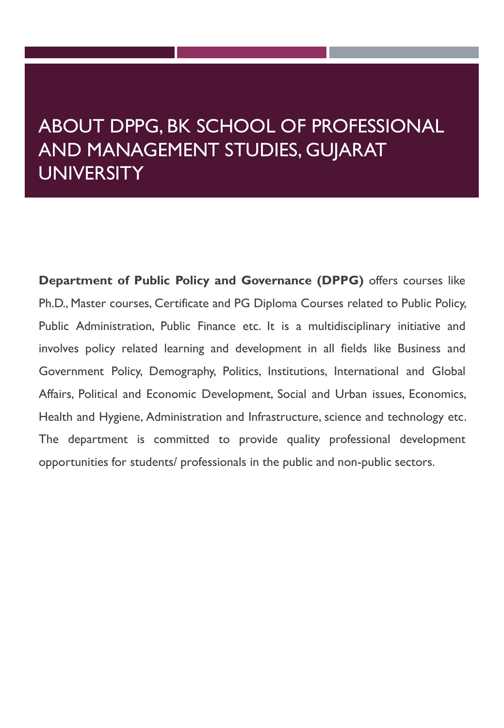# ABOUT DPPG, BK SCHOOL OF PROFESSIONAL AND MANAGEMENT STUDIES, GUJARAT UNIVERSITY

**Department of Public Policy and Governance (DPPG)** offers courses like Ph.D., Master courses, Certificate and PG Diploma Courses related to Public Policy, Public Administration, Public Finance etc. It is a multidisciplinary initiative and involves policy related learning and development in all fields like Business and Government Policy, Demography, Politics, Institutions, International and Global Affairs, Political and Economic Development, Social and Urban issues, Economics, Health and Hygiene, Administration and Infrastructure, science and technology etc. The department is committed to provide quality professional development opportunities for students/ professionals in the public and non-public sectors.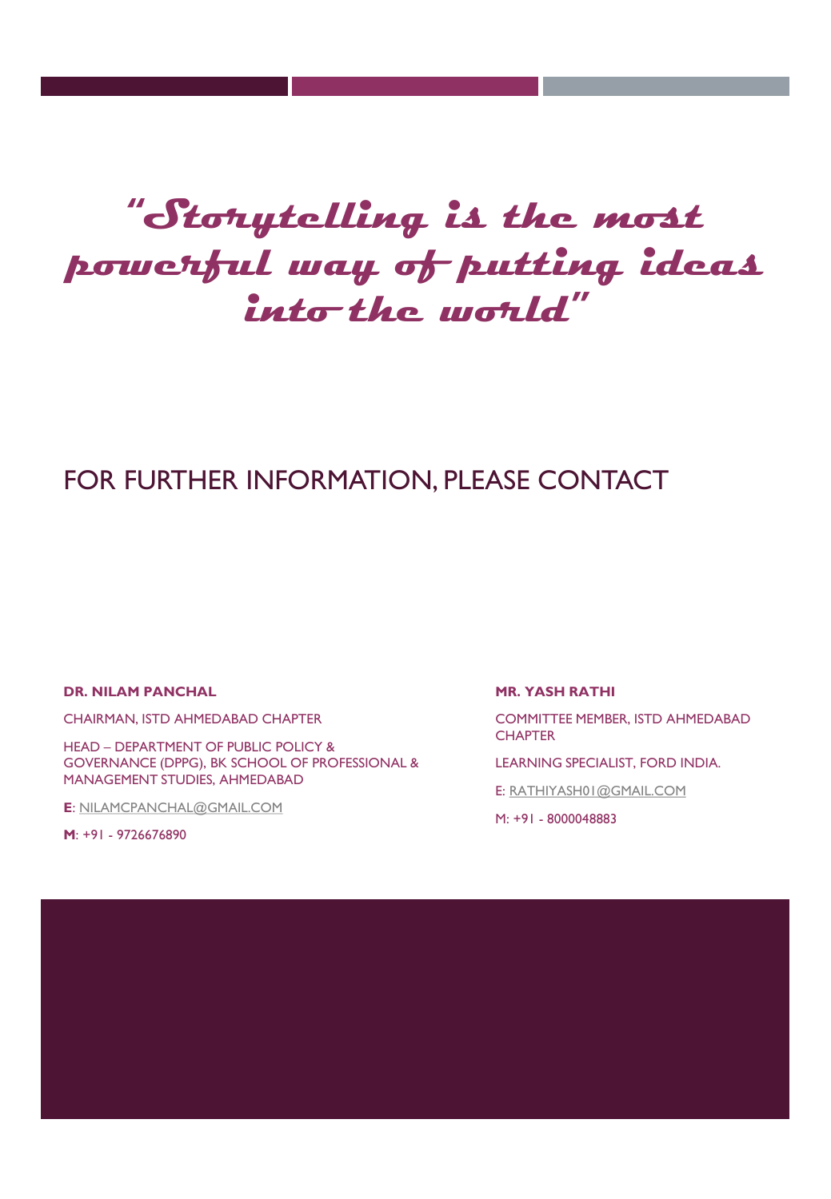*"Storytelling is the most powerful way of putting ideas into the world"*

## FOR FURTHER INFORMATION, PLEASE CONTACT

**DR. NILAM PANCHAL**

CHAIRMAN, ISTD AHMEDABAD CHAPTER

HEAD – DEPARTMENT OF PUBLIC POLICY & GOVERNANCE (DPPG), BK SCHOOL OF PROFESSIONAL & MANAGEMENT STUDIES, AHMEDABAD

**E**: NILAMCPANCHAL@GMAIL.COM

**M**: +91 - 9726676890

**MR. YASH RATHI**

COMMITTEE MEMBER, ISTD AHMEDABAD CHAPTER

LEARNING SPECIALIST, FORD INDIA.

E: RATHIYASH01@GMAIL.COM

M: +91 - 8000048883